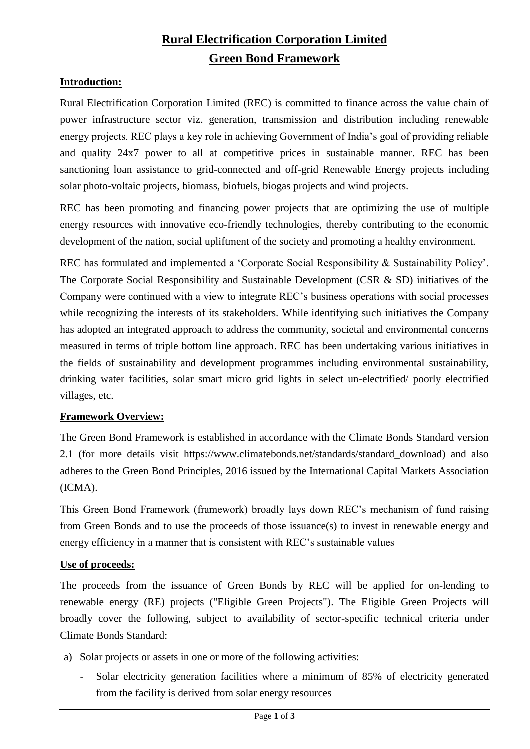# Rural Electrification Corporation Limited

# Green Bond Framework

## Introduction:

Rural Electrification Corporation Limited (REC) is committed to finance across the value chain of power infrastructure sector viz. generation, transmission and distribution including renewable energy projects. REC plays a key role in achieving Government of India's goal of providing reliable and quality 24x7 power to all at competitive prices in sustainable manner. REC has been sanctioning loan assistance to grid-connected and off-grid Renewable Energy projects including solar photo-voltaic projects, biomass, biofuels, biogas projects and wind projects.

REC has been promoting and financing power projects that are optimizing the use of multiple energy resources with innovative eco-friendly technologies, thereby contributing to the economic development of the nation, social upliftment of the society and promoting a healthy environment.

REC has formulated and implemented a 'Corporate Social Responsibility & Sustainability Policy'. The Corporate Social Responsibility and Sustainable Development (CSR & SD) initiatives of the Company were continued with a view to integrate REC's business operations with social processes while recognizing the interests of its stakeholders. While identifying such initiatives the Company has adopted an integrated approach to address the community, societal and environmental concerns measured in terms of triple bottom line approach. REC has been undertaking various initiatives in the fields of sustainability and development programmes including environmental sustainability, drinking water facilities, solar smart micro grid lights in select un-electrified/ poorly electrified villages, etc.

## Framework Overview:

The Green Bond Framework is established in accordance with the Climate Bonds Standard version 2.1 (for more details visit https://www.climatebonds.net/standards/standard_download) and also adheres to the Green Bond Principles, 2016 issued by the International Capital Markets Association (ICMA).

This Green Bond Framework (framework) broadly lays down REC's mechanism of fund raising from Green Bonds and to use the proceeds of those issuance(s) to invest in renewable energy and energy efficiency in a manner that is consistent with REC's sustainable values

## Use of proceeds:

The proceeds from the issuance of Green Bonds by REC will be applied for on-lending to renewable energy (RE) projects ("Eligible Green Projects"). The Eligible Green Projects will broadly cover the following, subject to availability of sector-specific technical criteria under Climate Bonds Standard:

a) Solar projects or assets in one or more of the following activities:
   - Solar electricity generation facilities where a minimum of 85% of electricity generated from the facility is derived from solar energy resources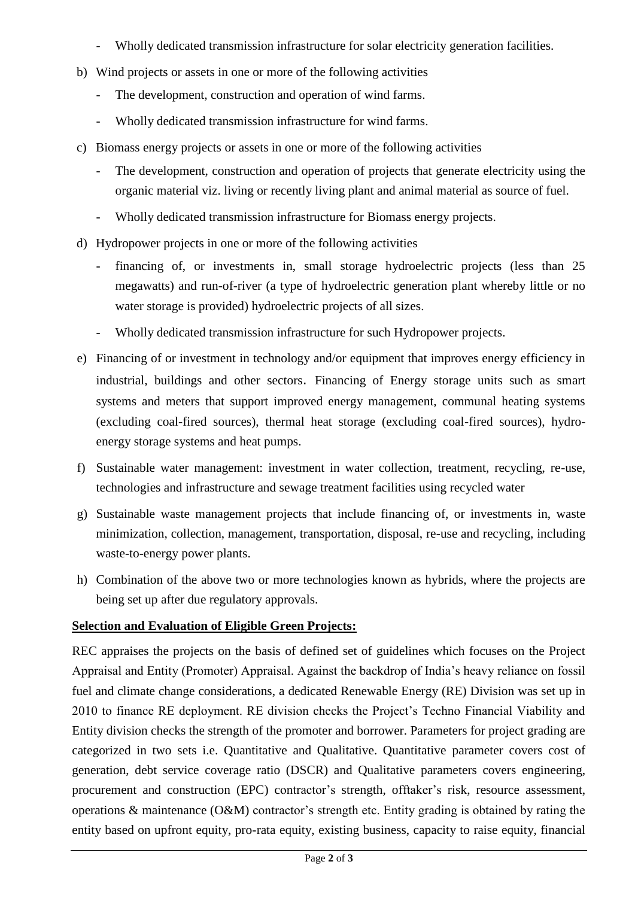- Wholly dedicated transmission infrastructure for solar electricity generation facilities.

b) Wind projects or assets in one or more of the following activities
   - The development, construction and operation of wind farms.
   - Wholly dedicated transmission infrastructure for wind farms.

c) Biomass energy projects or assets in one or more of the following activities
   - The development, construction and operation of projects that generate electricity using the organic material viz. living or recently living plant and animal material as source of fuel.
   - Wholly dedicated transmission infrastructure for Biomass energy projects.

d) Hydropower projects in one or more of the following activities
   - financing of, or investments in, small storage hydroelectric projects (less than 25 megawatts) and run-of-river (a type of hydroelectric generation plant whereby little or no water storage is provided) hydroelectric projects of all sizes.
   - Wholly dedicated transmission infrastructure for such Hydropower projects.

e) Financing of or investment in technology and/or equipment that improves energy efficiency in industrial, buildings and other sectors. Financing of Energy storage units such as smart systems and meters that support improved energy management, communal heating systems (excluding coal-fired sources), thermal heat storage (excluding coal-fired sources), hydro-energy storage systems and heat pumps.

f) Sustainable water management: investment in water collection, treatment, recycling, re-use, technologies and infrastructure and sewage treatment facilities using recycled water

g) Sustainable waste management projects that include financing of, or investments in, waste minimization, collection, management, transportation, disposal, re-use and recycling, including waste-to-energy power plants.

h) Combination of the above two or more technologies known as hybrids, where the projects are being set up after due regulatory approvals.

**Selection and Evaluation of Eligible Green Projects:**

REC appraises the projects on the basis of defined set of guidelines which focuses on the Project Appraisal and Entity (Promoter) Appraisal. Against the backdrop of India's heavy reliance on fossil fuel and climate change considerations, a dedicated Renewable Energy (RE) Division was set up in 2010 to finance RE deployment. RE division checks the Project's Techno Financial Viability and Entity division checks the strength of the promoter and borrower. Parameters for project grading are categorized in two sets i.e. Quantitative and Qualitative. Quantitative parameter covers cost of generation, debt service coverage ratio (DSCR) and Qualitative parameters covers engineering, procurement and construction (EPC) contractor's strength, offtaker's risk, resource assessment, operations & maintenance (O&M) contractor's strength etc. Entity grading is obtained by rating the entity based on upfront equity, pro-rata equity, existing business, capacity to raise equity, financial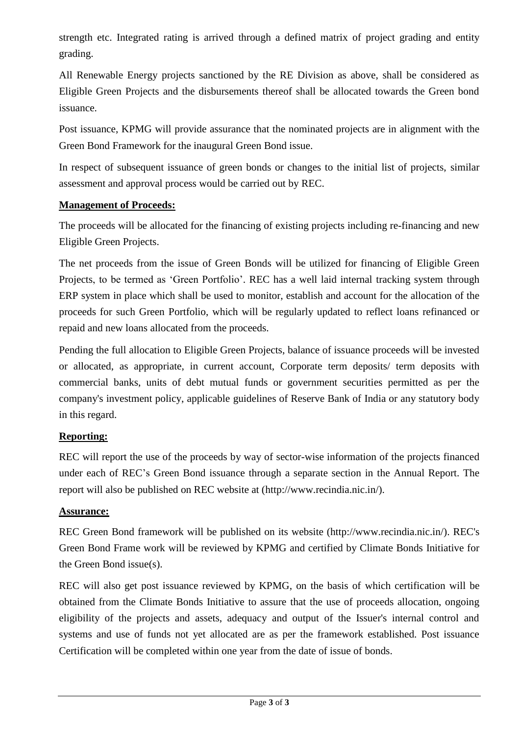strength etc. Integrated rating is arrived through a defined matrix of project grading and entity grading.

All Renewable Energy projects sanctioned by the RE Division as above, shall be considered as Eligible Green Projects and the disbursements thereof shall be allocated towards the Green bond issuance.

Post issuance, KPMG will provide assurance that the nominated projects are in alignment with the Green Bond Framework for the inaugural Green Bond issue.

In respect of subsequent issuance of green bonds or changes to the initial list of projects, similar assessment and approval process would be carried out by REC.

**Management of Proceeds:**

The proceeds will be allocated for the financing of existing projects including re-financing and new Eligible Green Projects.

The net proceeds from the issue of Green Bonds will be utilized for financing of Eligible Green Projects, to be termed as 'Green Portfolio'. REC has a well laid internal tracking system through ERP system in place which shall be used to monitor, establish and account for the allocation of the proceeds for such Green Portfolio, which will be regularly updated to reflect loans refinanced or repaid and new loans allocated from the proceeds.

Pending the full allocation to Eligible Green Projects, balance of issuance proceeds will be invested or allocated, as appropriate, in current account, Corporate term deposits/ term deposits with commercial banks, units of debt mutual funds or government securities permitted as per the company's investment policy, applicable guidelines of Reserve Bank of India or any statutory body in this regard.

**Reporting:**

REC will report the use of the proceeds by way of sector-wise information of the projects financed under each of REC's Green Bond issuance through a separate section in the Annual Report. The report will also be published on REC website at (http://www.recindia.nic.in/).

**Assurance:**

REC Green Bond framework will be published on its website (http://www.recindia.nic.in/). REC's Green Bond Frame work will be reviewed by KPMG and certified by Climate Bonds Initiative for the Green Bond issue(s).

REC will also get post issuance reviewed by KPMG, on the basis of which certification will be obtained from the Climate Bonds Initiative to assure that the use of proceeds allocation, ongoing eligibility of the projects and assets, adequacy and output of the Issuer's internal control and systems and use of funds not yet allocated are as per the framework established. Post issuance Certification will be completed within one year from the date of issue of bonds.